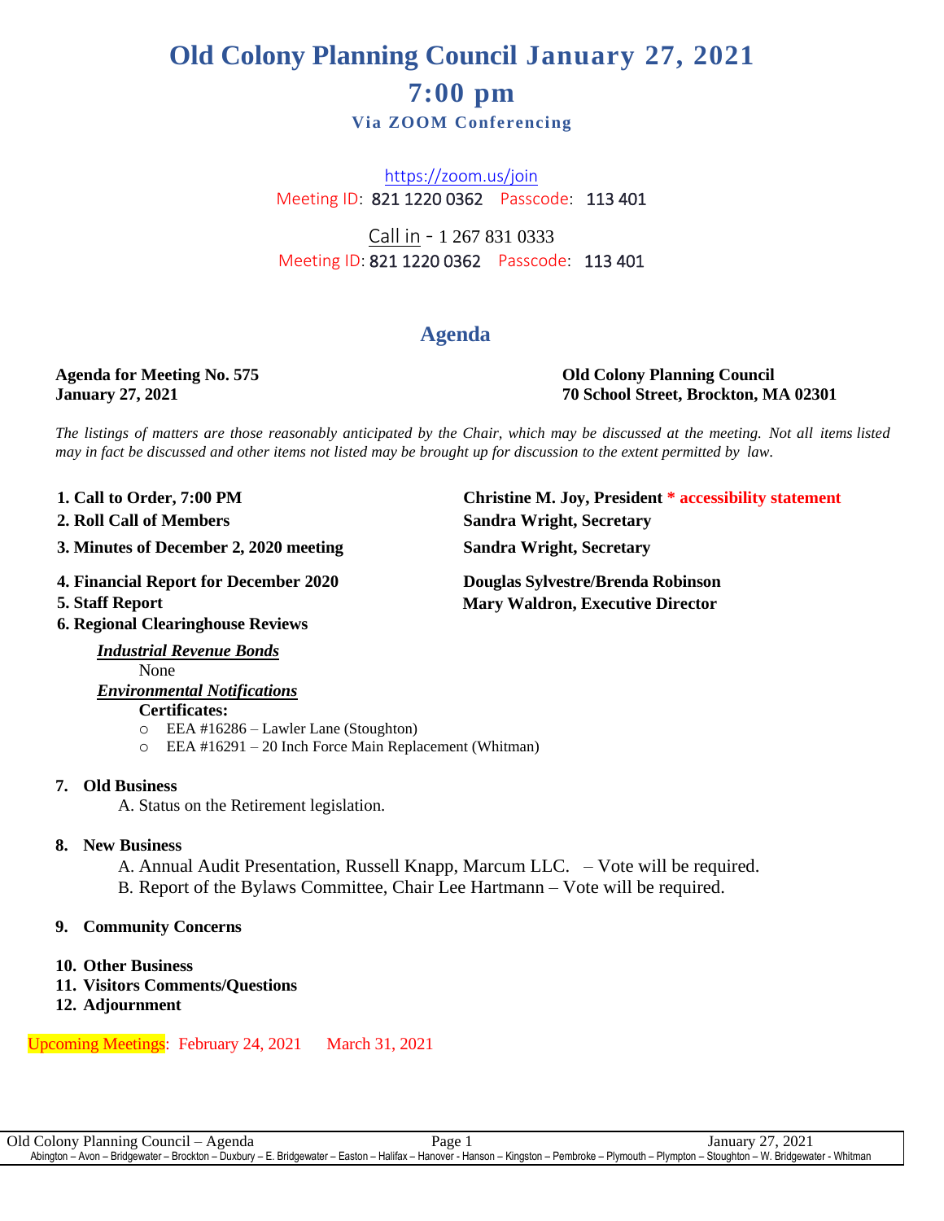# Old Colony Planning Council January 27, 2021

# 7:00 pm

**Via ZOOM Conferencing**

https://zoom.us/join
Meeting ID: 821 1220 0362 Passcode: 113 401

Call in - 1 267 831 0333
Meeting ID: 821 1220 0362 Passcode: 113 401

## Agenda

**Agenda for Meeting No. 575**
**January 27, 2021**

**Old Colony Planning Council**
**70 School Street, Brockton, MA 02301**

*The listings of matters are those reasonably anticipated by the Chair, which may be discussed at the meeting. Not all items listed may in fact be discussed and other items not listed may be brought up for discussion to the extent permitted by law.*

**1. Call to Order, 7:00 PM** — **Christine M. Joy, President * accessibility statement**

**2. Roll Call of Members** — **Sandra Wright, Secretary**

**3. Minutes of December 2, 2020 meeting** — **Sandra Wright, Secretary**

**4. Financial Report for December 2020** — **Douglas Sylvestre/Brenda Robinson**

**5. Staff Report** — **Mary Waldron, Executive Director**

**6. Regional Clearinghouse Reviews**

***Industrial Revenue Bonds***

None

***Environmental Notifications***

**Certificates:**

- EEA #16286 – Lawler Lane (Stoughton)
- EEA #16291 – 20 Inch Force Main Replacement (Whitman)

**7. Old Business**

A. Status on the Retirement legislation.

**8. New Business**

A. Annual Audit Presentation, Russell Knapp, Marcum LLC. – Vote will be required.
B. Report of the Bylaws Committee, Chair Lee Hartmann – Vote will be required.

**9. Community Concerns**

**10. Other Business**

**11. Visitors Comments/Questions**

**12. Adjournment**

Upcoming Meetings: February 24, 2021 March 31, 2021

Abington – Avon – Bridgewater – Brockton – Duxbury – E. Bridgewater – Easton – Halifax – Hanover - Hanson – Kingston – Pembroke – Plymouth – Plympton – Stoughton – W. Bridgewater - Whitman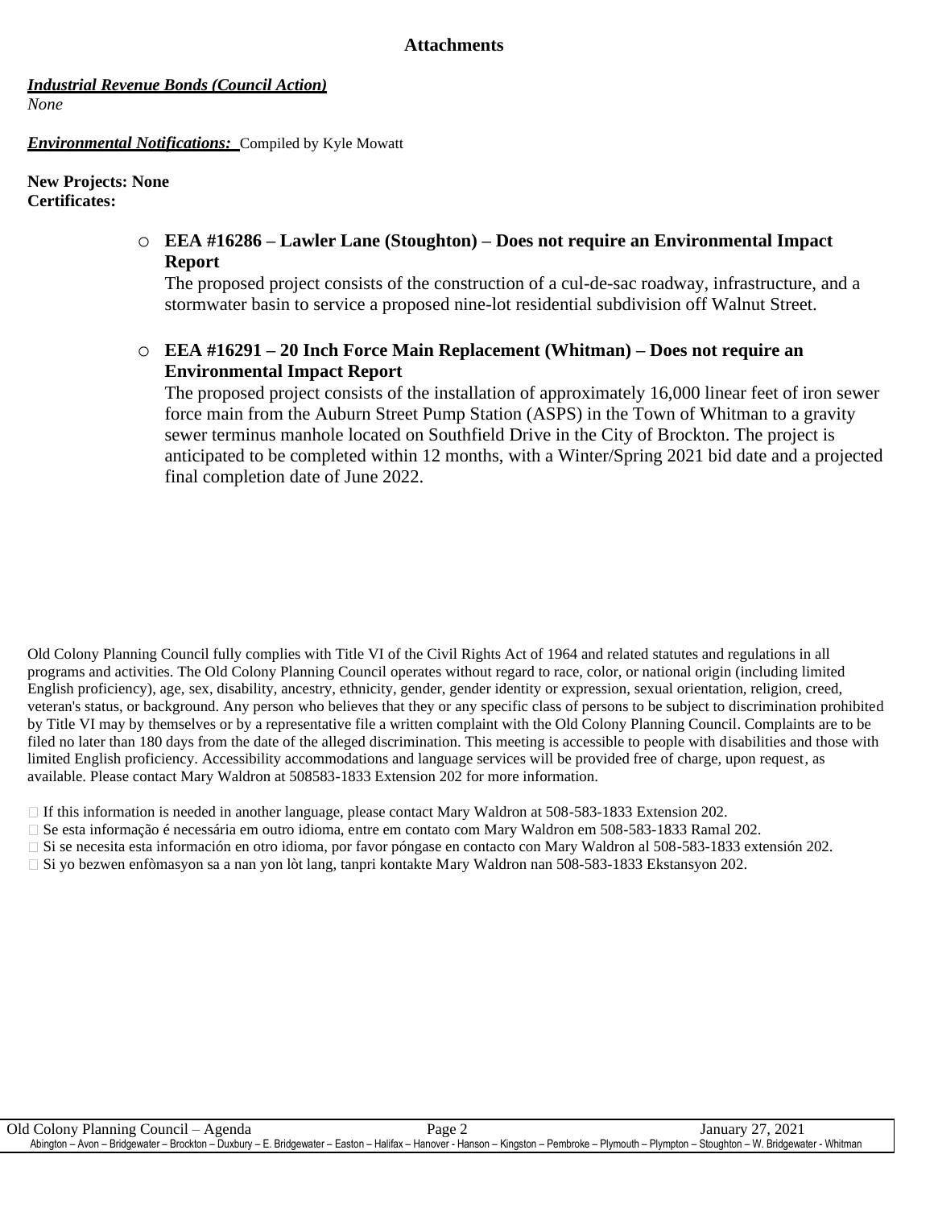## Attachments

***Industrial Revenue Bonds (Council Action)***
*None*

***Environmental Notifications:*** Compiled by Kyle Mowatt

**New Projects: None**
**Certificates:**

- **EEA #16286 – Lawler Lane (Stoughton) – Does not require an Environmental Impact Report**
  The proposed project consists of the construction of a cul-de-sac roadway, infrastructure, and a stormwater basin to service a proposed nine-lot residential subdivision off Walnut Street.

- **EEA #16291 – 20 Inch Force Main Replacement (Whitman) – Does not require an Environmental Impact Report**
  The proposed project consists of the installation of approximately 16,000 linear feet of iron sewer force main from the Auburn Street Pump Station (ASPS) in the Town of Whitman to a gravity sewer terminus manhole located on Southfield Drive in the City of Brockton. The project is anticipated to be completed within 12 months, with a Winter/Spring 2021 bid date and a projected final completion date of June 2022.

Old Colony Planning Council fully complies with Title VI of the Civil Rights Act of 1964 and related statutes and regulations in all programs and activities. The Old Colony Planning Council operates without regard to race, color, or national origin (including limited English proficiency), age, sex, disability, ancestry, ethnicity, gender, gender identity or expression, sexual orientation, religion, creed, veteran's status, or background. Any person who believes that they or any specific class of persons to be subject to discrimination prohibited by Title VI may by themselves or by a representative file a written complaint with the Old Colony Planning Council. Complaints are to be filed no later than 180 days from the date of the alleged discrimination. This meeting is accessible to people with disabilities and those with limited English proficiency. Accessibility accommodations and language services will be provided free of charge, upon request, as available. Please contact Mary Waldron at 508583-1833 Extension 202 for more information.

- If this information is needed in another language, please contact Mary Waldron at 508-583-1833 Extension 202.
- Se esta informação é necessária em outro idioma, entre em contato com Mary Waldron em 508-583-1833 Ramal 202.
- Si se necesita esta información en otro idioma, por favor póngase en contacto con Mary Waldron al 508-583-1833 extensión 202.
- Si yo bezwen enfòmasyon sa a nan yon lòt lang, tanpri kontakte Mary Waldron nan 508-583-1833 Ekstansyon 202.